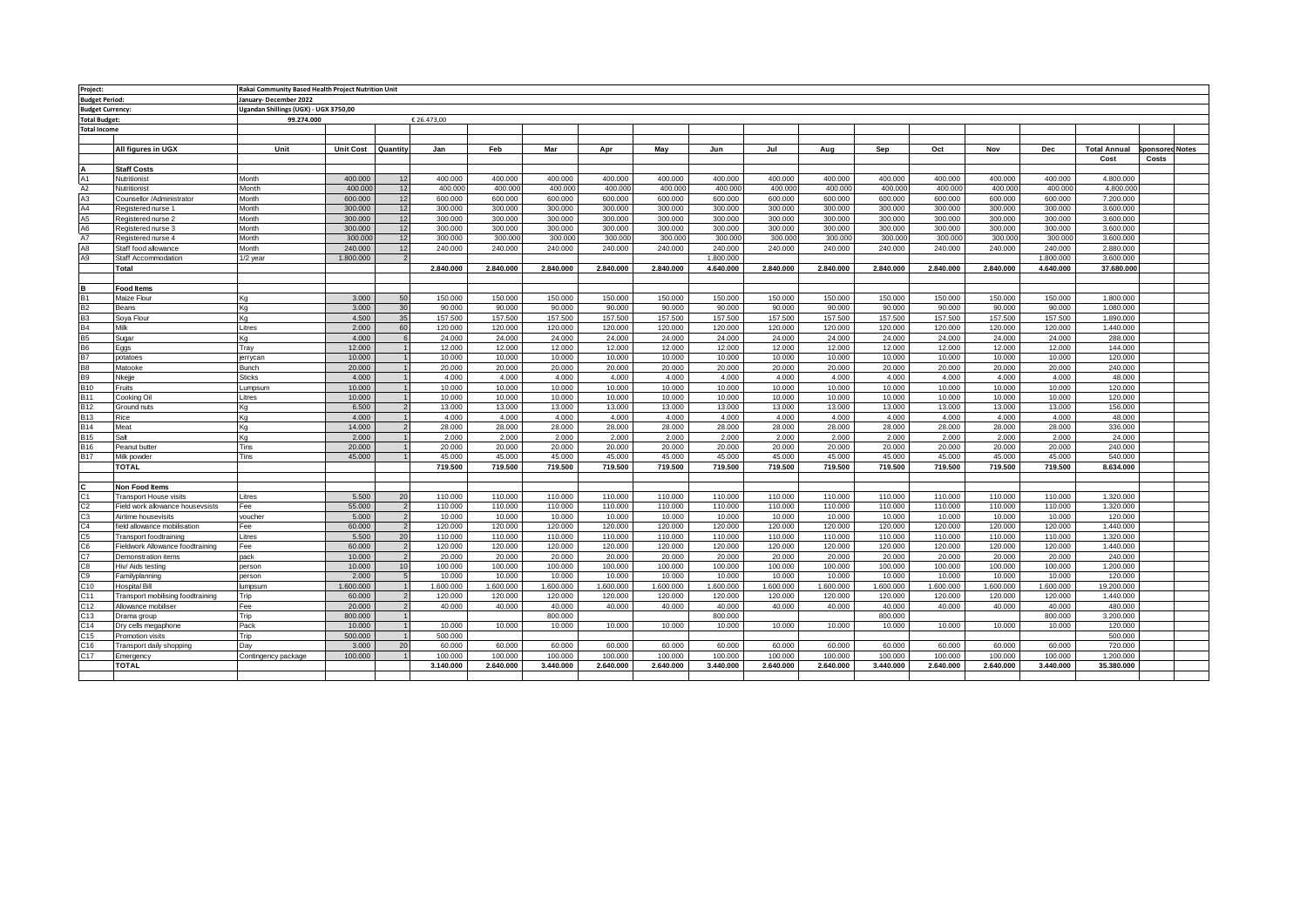| Project: | Rakai Community Based Health Project Nutrition Unit | | | | | | | | | | | | | | | | | | |
|---|---|---|---|---|---|---|---|---|---|---|---|---|---|---|---|---|---|---|---|
| Budget Period: | January- December 2022 | | | | | | | | | | | | | | | | | | |
| Budget Currency: | Ugandan Shillings (UGX) - UGX 3750,00 | | | | | | | | | | | | | | | | | | |
| Total Budget: | 99.274.000 | | | € 26.473,00 | | | | | | | | | | | | | | | |
| Total Income | | | | | | | | | | | | | | | | | | | |
| | **All figures in UGX** | **Unit** | **Unit Cost** | **Quantity** | **Jan** | **Feb** | **Mar** | **Apr** | **May** | **Jun** | **Jul** | **Aug** | **Sep** | **Oct** | **Nov** | **Dec** | **Total Annual Cost** | **Sponsored Costs** | **Notes** |
| **A** | **Staff Costs** | | | | | | | | | | | | | | | | | | |
| A1 | Nutritionist | Month | 400.000 | 12 | 400.000 | 400.000 | 400.000 | 400.000 | 400.000 | 400.000 | 400.000 | 400.000 | 400.000 | 400.000 | 400.000 | 400.000 | 4.800.000 | | |
| A2 | Nutritionist | Month | 400.000 | 12 | 400.000 | 400.000 | 400.000 | 400.000 | 400.000 | 400.000 | 400.000 | 400.000 | 400.000 | 400.000 | 400.000 | 400.000 | 4.800.000 | | |
| A3 | Counsellor /Administrator | Month | 600.000 | 12 | 600.000 | 600.000 | 600.000 | 600.000 | 600.000 | 600.000 | 600.000 | 600.000 | 600.000 | 600.000 | 600.000 | 600.000 | 7.200.000 | | |
| A4 | Registered nurse 1 | Month | 300.000 | 12 | 300.000 | 300.000 | 300.000 | 300.000 | 300.000 | 300.000 | 300.000 | 300.000 | 300.000 | 300.000 | 300.000 | 300.000 | 3.600.000 | | |
| A5 | Registered nurse 2 | Month | 300.000 | 12 | 300.000 | 300.000 | 300.000 | 300.000 | 300.000 | 300.000 | 300.000 | 300.000 | 300.000 | 300.000 | 300.000 | 300.000 | 3.600.000 | | |
| A6 | Registered nurse 3 | Month | 300.000 | 12 | 300.000 | 300.000 | 300.000 | 300.000 | 300.000 | 300.000 | 300.000 | 300.000 | 300.000 | 300.000 | 300.000 | 300.000 | 3.600.000 | | |
| A7 | Registered nurse 4 | Month | 300.000 | 12 | 300.000 | 300.000 | 300.000 | 300.000 | 300.000 | 300.000 | 300.000 | 300.000 | 300.000 | 300.000 | 300.000 | 300.000 | 3.600.000 | | |
| A8 | Staff food allowance | Month | 240.000 | 12 | 240.000 | 240.000 | 240.000 | 240.000 | 240.000 | 240.000 | 240.000 | 240.000 | 240.000 | 240.000 | 240.000 | 240.000 | 2.880.000 | | |
| A9 | Staff Accommodation | 1/2 year | 1.800.000 | 2 | | | | | | 1.800.000 | | | | | | 1.800.000 | 3.600.000 | | |
| | **Total** | | | | **2.840.000** | **2.840.000** | **2.840.000** | **2.840.000** | **2.840.000** | **4.640.000** | **2.840.000** | **2.840.000** | **2.840.000** | **2.840.000** | **2.840.000** | **4.640.000** | **37.680.000** | | |
| **B** | **Food Items** | | | | | | | | | | | | | | | | | | |
| B1 | Maize Flour | Kg | 3.000 | 50 | 150.000 | 150.000 | 150.000 | 150.000 | 150.000 | 150.000 | 150.000 | 150.000 | 150.000 | 150.000 | 150.000 | 150.000 | 1.800.000 | | |
| B2 | Beans | Kg | 3.000 | 30 | 90.000 | 90.000 | 90.000 | 90.000 | 90.000 | 90.000 | 90.000 | 90.000 | 90.000 | 90.000 | 90.000 | 90.000 | 1.080.000 | | |
| B3 | Soya Flour | Kg | 4.500 | 35 | 157.500 | 157.500 | 157.500 | 157.500 | 157.500 | 157.500 | 157.500 | 157.500 | 157.500 | 157.500 | 157.500 | 157.500 | 1.890.000 | | |
| B4 | Milk | Litres | 2.000 | 60 | 120.000 | 120.000 | 120.000 | 120.000 | 120.000 | 120.000 | 120.000 | 120.000 | 120.000 | 120.000 | 120.000 | 120.000 | 1.440.000 | | |
| B5 | Sugar | Kg | 4.000 | 6 | 24.000 | 24.000 | 24.000 | 24.000 | 24.000 | 24.000 | 24.000 | 24.000 | 24.000 | 24.000 | 24.000 | 24.000 | 288.000 | | |
| B6 | Eggs | Tray | 12.000 | 1 | 12.000 | 12.000 | 12.000 | 12.000 | 12.000 | 12.000 | 12.000 | 12.000 | 12.000 | 12.000 | 12.000 | 12.000 | 144.000 | | |
| B7 | potatoes | jerrycan | 10.000 | 1 | 10.000 | 10.000 | 10.000 | 10.000 | 10.000 | 10.000 | 10.000 | 10.000 | 10.000 | 10.000 | 10.000 | 10.000 | 120.000 | | |
| B8 | Matooke | Bunch | 20.000 | 1 | 20.000 | 20.000 | 20.000 | 20.000 | 20.000 | 20.000 | 20.000 | 20.000 | 20.000 | 20.000 | 20.000 | 20.000 | 240.000 | | |
| B9 | Nkejje | Sticks | 4.000 | 1 | 4.000 | 4.000 | 4.000 | 4.000 | 4.000 | 4.000 | 4.000 | 4.000 | 4.000 | 4.000 | 4.000 | 4.000 | 48.000 | | |
| B10 | Fruits | Lumpsum | 10.000 | 1 | 10.000 | 10.000 | 10.000 | 10.000 | 10.000 | 10.000 | 10.000 | 10.000 | 10.000 | 10.000 | 10.000 | 10.000 | 120.000 | | |
| B11 | Cooking Oil | Litres | 10.000 | 1 | 10.000 | 10.000 | 10.000 | 10.000 | 10.000 | 10.000 | 10.000 | 10.000 | 10.000 | 10.000 | 10.000 | 10.000 | 120.000 | | |
| B12 | Ground nuts | Kg | 6.500 | 2 | 13.000 | 13.000 | 13.000 | 13.000 | 13.000 | 13.000 | 13.000 | 13.000 | 13.000 | 13.000 | 13.000 | 13.000 | 156.000 | | |
| B13 | Rice | Kg | 4.000 | 1 | 4.000 | 4.000 | 4.000 | 4.000 | 4.000 | 4.000 | 4.000 | 4.000 | 4.000 | 4.000 | 4.000 | 4.000 | 48.000 | | |
| B14 | Meat | Kg | 14.000 | 2 | 28.000 | 28.000 | 28.000 | 28.000 | 28.000 | 28.000 | 28.000 | 28.000 | 28.000 | 28.000 | 28.000 | 28.000 | 336.000 | | |
| B15 | Salt | Kg | 2.000 | 1 | 2.000 | 2.000 | 2.000 | 2.000 | 2.000 | 2.000 | 2.000 | 2.000 | 2.000 | 2.000 | 2.000 | 2.000 | 24.000 | | |
| B16 | Peanut butter | Tins | 20.000 | 1 | 20.000 | 20.000 | 20.000 | 20.000 | 20.000 | 20.000 | 20.000 | 20.000 | 20.000 | 20.000 | 20.000 | 20.000 | 240.000 | | |
| B17 | Milk powder | Tins | 45.000 | 1 | 45.000 | 45.000 | 45.000 | 45.000 | 45.000 | 45.000 | 45.000 | 45.000 | 45.000 | 45.000 | 45.000 | 45.000 | 540.000 | | |
| | **TOTAL** | | | | **719.500** | **719.500** | **719.500** | **719.500** | **719.500** | **719.500** | **719.500** | **719.500** | **719.500** | **719.500** | **719.500** | **719.500** | **8.634.000** | | |
| **C** | **Non Food Items** | | | | | | | | | | | | | | | | | | |
| C1 | Transport House visits | Litres | 5.500 | 20 | 110.000 | 110.000 | 110.000 | 110.000 | 110.000 | 110.000 | 110.000 | 110.000 | 110.000 | 110.000 | 110.000 | 110.000 | 1.320.000 | | |
| C2 | Field work allowance housevsists | Fee | 55.000 | 2 | 110.000 | 110.000 | 110.000 | 110.000 | 110.000 | 110.000 | 110.000 | 110.000 | 110.000 | 110.000 | 110.000 | 110.000 | 1.320.000 | | |
| C3 | Airtime housevisits | voucher | 5.000 | 2 | 10.000 | 10.000 | 10.000 | 10.000 | 10.000 | 10.000 | 10.000 | 10.000 | 10.000 | 10.000 | 10.000 | 10.000 | 120.000 | | |
| C4 | field allowance mobilisation | Fee | 60.000 | 2 | 120.000 | 120.000 | 120.000 | 120.000 | 120.000 | 120.000 | 120.000 | 120.000 | 120.000 | 120.000 | 120.000 | 120.000 | 1.440.000 | | |
| C5 | Transport foodtraining | Litres | 5.500 | 20 | 110.000 | 110.000 | 110.000 | 110.000 | 110.000 | 110.000 | 110.000 | 110.000 | 110.000 | 110.000 | 110.000 | 110.000 | 1.320.000 | | |
| C6 | Fieldwork Allowance foodtraining | Fee | 60.000 | 2 | 120.000 | 120.000 | 120.000 | 120.000 | 120.000 | 120.000 | 120.000 | 120.000 | 120.000 | 120.000 | 120.000 | 120.000 | 1.440.000 | | |
| C7 | Demonstration items | pack | 10.000 | 2 | 20.000 | 20.000 | 20.000 | 20.000 | 20.000 | 20.000 | 20.000 | 20.000 | 20.000 | 20.000 | 20.000 | 20.000 | 240.000 | | |
| C8 | Hiv/ Aids testing | person | 10.000 | 10 | 100.000 | 100.000 | 100.000 | 100.000 | 100.000 | 100.000 | 100.000 | 100.000 | 100.000 | 100.000 | 100.000 | 100.000 | 1.200.000 | | |
| C9 | Familyplanning | person | 2.000 | 5 | 10.000 | 10.000 | 10.000 | 10.000 | 10.000 | 10.000 | 10.000 | 10.000 | 10.000 | 10.000 | 10.000 | 10.000 | 120.000 | | |
| C10 | Hospital Bill | lumpsum | 1.600.000 | 1 | 1.600.000 | 1.600.000 | 1.600.000 | 1.600.000 | 1.600.000 | 1.600.000 | 1.600.000 | 1.600.000 | 1.600.000 | 1.600.000 | 1.600.000 | 1.600.000 | 19.200.000 | | |
| C11 | Transport mobilising foodtraining | Trip | 60.000 | 2 | 120.000 | 120.000 | 120.000 | 120.000 | 120.000 | 120.000 | 120.000 | 120.000 | 120.000 | 120.000 | 120.000 | 120.000 | 1.440.000 | | |
| C12 | Allowance mobiliser | Fee | 20.000 | 2 | 40.000 | 40.000 | 40.000 | 40.000 | 40.000 | 40.000 | 40.000 | 40.000 | 40.000 | 40.000 | 40.000 | 40.000 | 480.000 | | |
| C13 | Drama group | Trip | 800.000 | 1 | | | 800.000 | | | 800.000 | | | 800.000 | | | 800.000 | 3.200.000 | | |
| C14 | Dry cells megaphone | Pack | 10.000 | 1 | 10.000 | 10.000 | 10.000 | 10.000 | 10.000 | 10.000 | 10.000 | 10.000 | 10.000 | 10.000 | 10.000 | 10.000 | 120.000 | | |
| C15 | Promotion visits | Trip | 500.000 | 1 | 500.000 | | | | | | | | | | | | 500.000 | | |
| C16 | Transport daily shopping | Day | 3.000 | 20 | 60.000 | 60.000 | 60.000 | 60.000 | 60.000 | 60.000 | 60.000 | 60.000 | 60.000 | 60.000 | 60.000 | 60.000 | 720.000 | | |
| C17 | Emergency | Contingency package | 100.000 | 1 | 100.000 | 100.000 | 100.000 | 100.000 | 100.000 | 100.000 | 100.000 | 100.000 | 100.000 | 100.000 | 100.000 | 100.000 | 1.200.000 | | |
| | **TOTAL** | | | | **3.140.000** | **2.640.000** | **3.440.000** | **2.640.000** | **2.640.000** | **3.440.000** | **2.640.000** | **2.640.000** | **3.440.000** | **2.640.000** | **2.640.000** | **3.440.000** | **35.380.000** | | |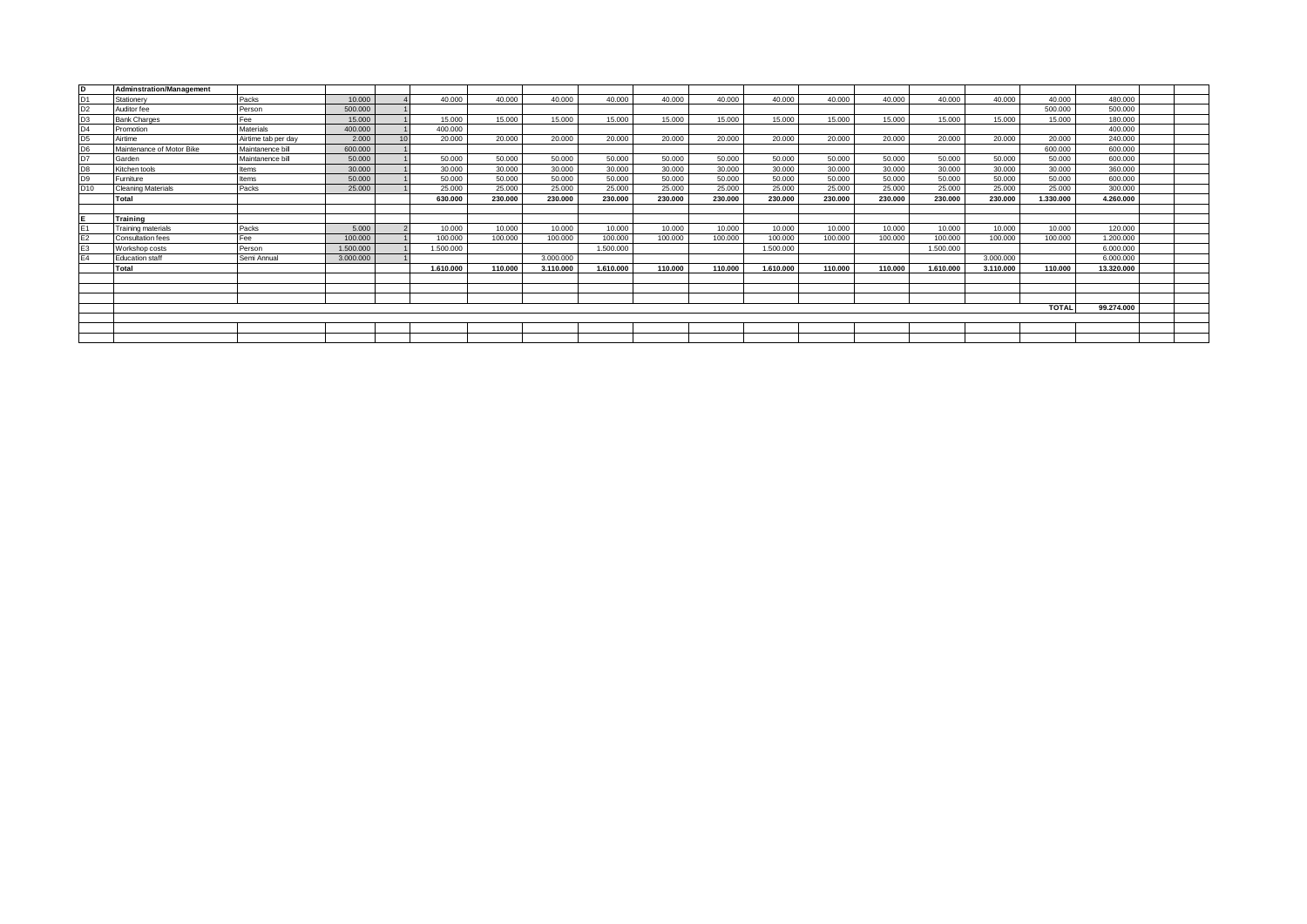| | | | | | | | | | | | | | | | | | | | | |
|---|---|---|---|---|---|---|---|---|---|---|---|---|---|---|---|---|---|---|---|---|
| D | **Adminstration/Management** | | | | | | | | | | | | | | | | | | | |
| D1 | Stationery | Packs | 10.000 | 4 | 40.000 | 40.000 | 40.000 | 40.000 | 40.000 | 40.000 | 40.000 | 40.000 | 40.000 | 40.000 | 40.000 | 40.000 | 480.000 | | |
| D2 | Auditor fee | Person | 500.000 | 1 | | | | | | | | | | | | 500.000 | 500.000 | | |
| D3 | Bank Charges | Fee | 15.000 | 1 | 15.000 | 15.000 | 15.000 | 15.000 | 15.000 | 15.000 | 15.000 | 15.000 | 15.000 | 15.000 | 15.000 | 15.000 | 180.000 | | |
| D4 | Promotion | Materials | 400.000 | 1 | 400.000 | | | | | | | | | | | | 400.000 | | |
| D5 | Airtime | Airtime tab per day | 2.000 | 10 | 20.000 | 20.000 | 20.000 | 20.000 | 20.000 | 20.000 | 20.000 | 20.000 | 20.000 | 20.000 | 20.000 | 20.000 | 240.000 | | |
| D6 | Maintenance of Motor Bike | Maintanence bill | 600.000 | 1 | | | | | | | | | | | | 600.000 | 600.000 | | |
| D7 | Garden | Maintanence bill | 50.000 | 1 | 50.000 | 50.000 | 50.000 | 50.000 | 50.000 | 50.000 | 50.000 | 50.000 | 50.000 | 50.000 | 50.000 | 50.000 | 600.000 | | |
| D8 | Kitchen tools | Items | 30.000 | 1 | 30.000 | 30.000 | 30.000 | 30.000 | 30.000 | 30.000 | 30.000 | 30.000 | 30.000 | 30.000 | 30.000 | 30.000 | 360.000 | | |
| D9 | Furniture | Items | 50.000 | 1 | 50.000 | 50.000 | 50.000 | 50.000 | 50.000 | 50.000 | 50.000 | 50.000 | 50.000 | 50.000 | 50.000 | 50.000 | 600.000 | | |
| D10 | Cleaning Materials | Packs | 25.000 | 1 | 25.000 | 25.000 | 25.000 | 25.000 | 25.000 | 25.000 | 25.000 | 25.000 | 25.000 | 25.000 | 25.000 | 25.000 | 300.000 | | |
| | **Total** | | | | **630.000** | **230.000** | **230.000** | **230.000** | **230.000** | **230.000** | **230.000** | **230.000** | **230.000** | **230.000** | **230.000** | **1.330.000** | **4.260.000** | | |
| | | | | | | | | | | | | | | | | | | | |
| E | **Training** | | | | | | | | | | | | | | | | | | |
| E1 | Training materials | Packs | 5.000 | 2 | 10.000 | 10.000 | 10.000 | 10.000 | 10.000 | 10.000 | 10.000 | 10.000 | 10.000 | 10.000 | 10.000 | 10.000 | 120.000 | | |
| E2 | Consultation fees | Fee | 100.000 | 1 | 100.000 | 100.000 | 100.000 | 100.000 | 100.000 | 100.000 | 100.000 | 100.000 | 100.000 | 100.000 | 100.000 | 100.000 | 1.200.000 | | |
| E3 | Workshop costs | Person | 1.500.000 | 1 | 1.500.000 | | | 1.500.000 | | | 1.500.000 | | | 1.500.000 | | | 6.000.000 | | |
| E4 | Education staff | Semi Annual | 3.000.000 | 1 | | | 3.000.000 | | | | | | | | 3.000.000 | | 6.000.000 | | |
| | **Total** | | | | **1.610.000** | **110.000** | **3.110.000** | **1.610.000** | **110.000** | **110.000** | **1.610.000** | **110.000** | **110.000** | **1.610.000** | **3.110.000** | **110.000** | **13.320.000** | | |
| | | | | | | | | | | | | | | | | | | | |
| | | | | | | | | | | | | | | | | **TOTAL** | **99.274.000** | | |